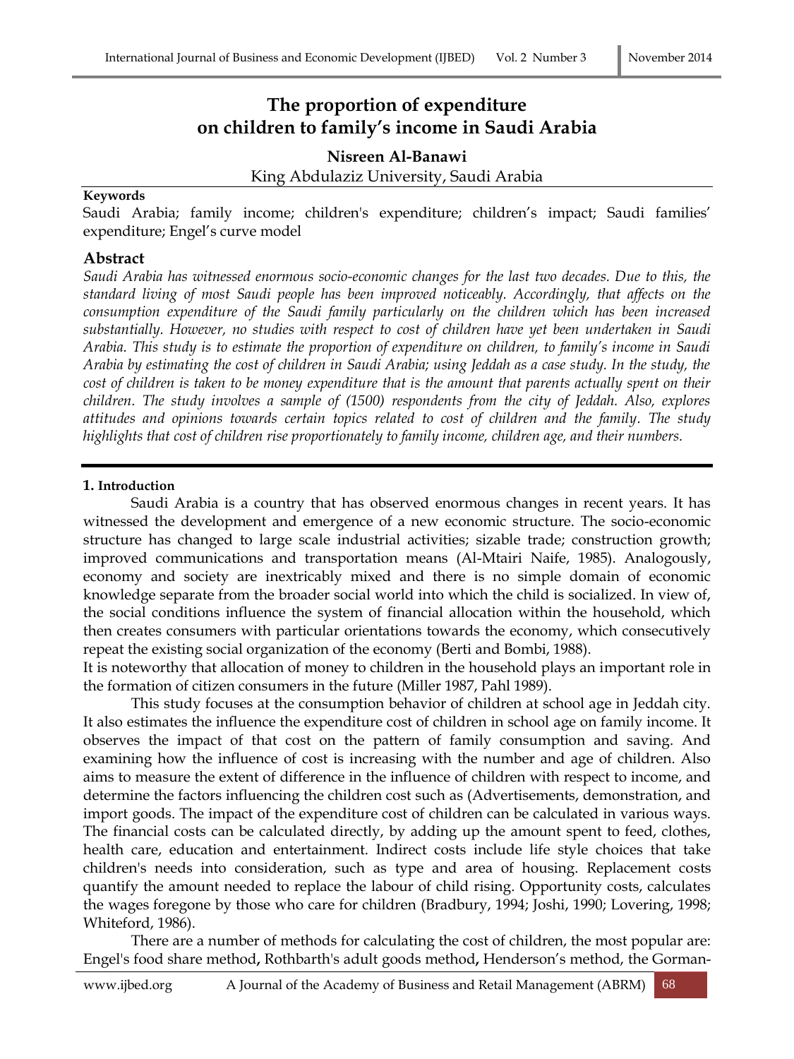# The proportion of expenditure on children to family's income in Saudi Arabia

**Nisreen Al-Banawi**

King Abdulaziz University, Saudi Arabia

**Keywords**

Saudi Arabia; family income; children's expenditure; children's impact; Saudi families' expenditure; Engel's curve model

## Abstract

*Saudi Arabia has witnessed enormous socio-economic changes for the last two decades. Due to this, the standard living of most Saudi people has been improved noticeably. Accordingly, that affects on the consumption expenditure of the Saudi family particularly on the children which has been increased substantially. However, no studies with respect to cost of children have yet been undertaken in Saudi Arabia. This study is to estimate the proportion of expenditure on children, to family's income in Saudi Arabia by estimating the cost of children in Saudi Arabia; using Jeddah as a case study. In the study, the cost of children is taken to be money expenditure that is the amount that parents actually spent on their children. The study involves a sample of (1500) respondents from the city of Jeddah. Also, explores attitudes and opinions towards certain topics related to cost of children and the family. The study highlights that cost of children rise proportionately to family income, children age, and their numbers.*

### 1. Introduction

Saudi Arabia is a country that has observed enormous changes in recent years. It has witnessed the development and emergence of a new economic structure. The socio-economic structure has changed to large scale industrial activities; sizable trade; construction growth; improved communications and transportation means (Al-Mtairi Naife, 1985). Analogously, economy and society are inextricably mixed and there is no simple domain of economic knowledge separate from the broader social world into which the child is socialized. In view of, the social conditions influence the system of financial allocation within the household, which then creates consumers with particular orientations towards the economy, which consecutively repeat the existing social organization of the economy (Berti and Bombi, 1988).

It is noteworthy that allocation of money to children in the household plays an important role in the formation of citizen consumers in the future (Miller 1987, Pahl 1989).

This study focuses at the consumption behavior of children at school age in Jeddah city. It also estimates the influence the expenditure cost of children in school age on family income. It observes the impact of that cost on the pattern of family consumption and saving. And examining how the influence of cost is increasing with the number and age of children. Also aims to measure the extent of difference in the influence of children with respect to income, and determine the factors influencing the children cost such as (Advertisements, demonstration, and import goods. The impact of the expenditure cost of children can be calculated in various ways. The financial costs can be calculated directly, by adding up the amount spent to feed, clothes, health care, education and entertainment. Indirect costs include life style choices that take children's needs into consideration, such as type and area of housing. Replacement costs quantify the amount needed to replace the labour of child rising. Opportunity costs, calculates the wages foregone by those who care for children (Bradbury, 1994; Joshi, 1990; Lovering, 1998; Whiteford, 1986).

There are a number of methods for calculating the cost of children, the most popular are: Engel's food share method**,** Rothbarth's adult goods method**,** Henderson's method, the Gorman-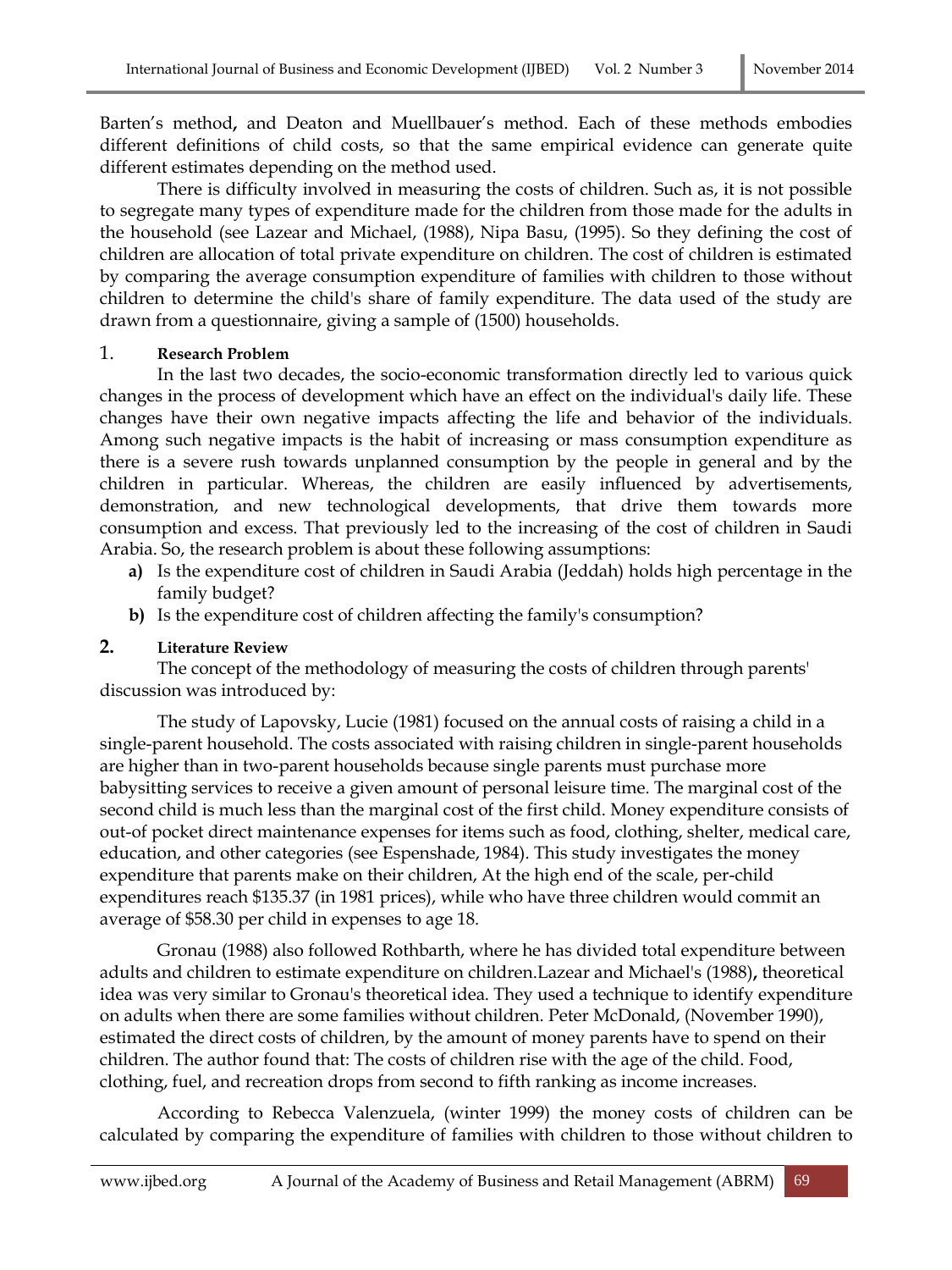Barten's method**,** and Deaton and Muellbauer's method. Each of these methods embodies different definitions of child costs, so that the same empirical evidence can generate quite different estimates depending on the method used.

There is difficulty involved in measuring the costs of children. Such as, it is not possible to segregate many types of expenditure made for the children from those made for the adults in the household (see Lazear and Michael, (1988), Nipa Basu, (1995). So they defining the cost of children are allocation of total private expenditure on children. The cost of children is estimated by comparing the average consumption expenditure of families with children to those without children to determine the child's share of family expenditure. The data used of the study are drawn from a questionnaire, giving a sample of (1500) households.

## 1. Research Problem

In the last two decades, the socio-economic transformation directly led to various quick changes in the process of development which have an effect on the individual's daily life. These changes have their own negative impacts affecting the life and behavior of the individuals. Among such negative impacts is the habit of increasing or mass consumption expenditure as there is a severe rush towards unplanned consumption by the people in general and by the children in particular. Whereas, the children are easily influenced by advertisements, demonstration, and new technological developments, that drive them towards more consumption and excess. That previously led to the increasing of the cost of children in Saudi Arabia. So, the research problem is about these following assumptions:

- **a)** Is the expenditure cost of children in Saudi Arabia (Jeddah) holds high percentage in the family budget?
- **b)** Is the expenditure cost of children affecting the family's consumption?

## 2. Literature Review

The concept of the methodology of measuring the costs of children through parents' discussion was introduced by:

The study of Lapovsky, Lucie (1981) focused on the annual costs of raising a child in a single-parent household. The costs associated with raising children in single-parent households are higher than in two-parent households because single parents must purchase more babysitting services to receive a given amount of personal leisure time. The marginal cost of the second child is much less than the marginal cost of the first child. Money expenditure consists of out-of pocket direct maintenance expenses for items such as food, clothing, shelter, medical care, education, and other categories (see Espenshade, 1984). This study investigates the money expenditure that parents make on their children, At the high end of the scale, per-child expenditures reach $135.37 (in 1981 prices), while who have three children would commit an average of $58.30 per child in expenses to age 18.

Gronau (1988) also followed Rothbarth, where he has divided total expenditure between adults and children to estimate expenditure on children.Lazear and Michael's (1988)**,** theoretical idea was very similar to Gronau's theoretical idea. They used a technique to identify expenditure on adults when there are some families without children. Peter McDonald, (November 1990), estimated the direct costs of children, by the amount of money parents have to spend on their children. The author found that: The costs of children rise with the age of the child. Food, clothing, fuel, and recreation drops from second to fifth ranking as income increases.

According to Rebecca Valenzuela, (winter 1999) the money costs of children can be calculated by comparing the expenditure of families with children to those without children to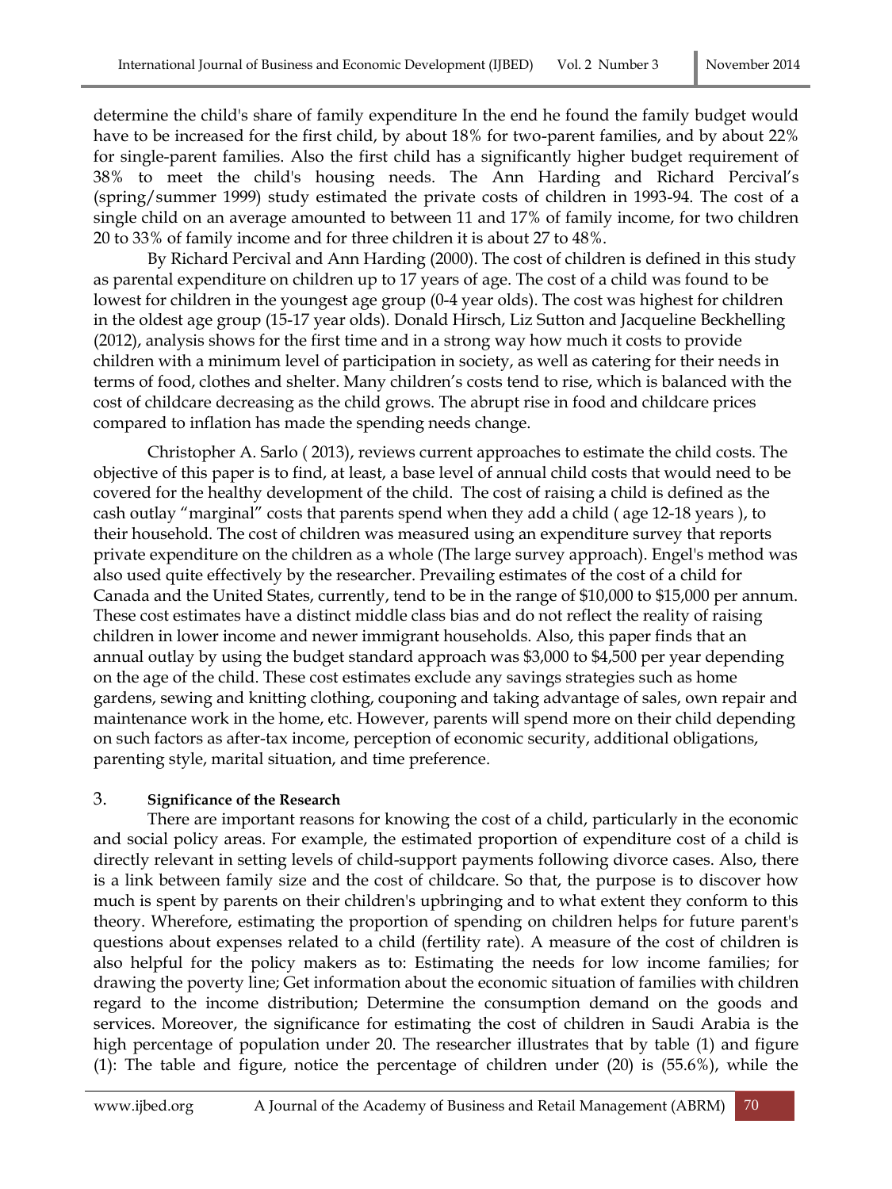determine the child's share of family expenditure In the end he found the family budget would have to be increased for the first child, by about 18% for two-parent families, and by about 22% for single-parent families. Also the first child has a significantly higher budget requirement of 38% to meet the child's housing needs. The Ann Harding and Richard Percival's (spring/summer 1999) study estimated the private costs of children in 1993-94. The cost of a single child on an average amounted to between 11 and 17% of family income, for two children 20 to 33% of family income and for three children it is about 27 to 48%.

By Richard Percival and Ann Harding (2000). The cost of children is defined in this study as parental expenditure on children up to 17 years of age. The cost of a child was found to be lowest for children in the youngest age group (0-4 year olds). The cost was highest for children in the oldest age group (15-17 year olds). Donald Hirsch, Liz Sutton and Jacqueline Beckhelling (2012), analysis shows for the first time and in a strong way how much it costs to provide children with a minimum level of participation in society, as well as catering for their needs in terms of food, clothes and shelter. Many children's costs tend to rise, which is balanced with the cost of childcare decreasing as the child grows. The abrupt rise in food and childcare prices compared to inflation has made the spending needs change.

Christopher A. Sarlo ( 2013), reviews current approaches to estimate the child costs. The objective of this paper is to find, at least, a base level of annual child costs that would need to be covered for the healthy development of the child. The cost of raising a child is defined as the cash outlay "marginal" costs that parents spend when they add a child ( age 12-18 years ), to their household. The cost of children was measured using an expenditure survey that reports private expenditure on the children as a whole (The large survey approach). Engel's method was also used quite effectively by the researcher. Prevailing estimates of the cost of a child for Canada and the United States, currently, tend to be in the range of $10,000 to $15,000 per annum. These cost estimates have a distinct middle class bias and do not reflect the reality of raising children in lower income and newer immigrant households. Also, this paper finds that an annual outlay by using the budget standard approach was $3,000 to $4,500 per year depending on the age of the child. These cost estimates exclude any savings strategies such as home gardens, sewing and knitting clothing, couponing and taking advantage of sales, own repair and maintenance work in the home, etc. However, parents will spend more on their child depending on such factors as after-tax income, perception of economic security, additional obligations, parenting style, marital situation, and time preference.

## 3. Significance of the Research

There are important reasons for knowing the cost of a child, particularly in the economic and social policy areas. For example, the estimated proportion of expenditure cost of a child is directly relevant in setting levels of child-support payments following divorce cases. Also, there is a link between family size and the cost of childcare. So that, the purpose is to discover how much is spent by parents on their children's upbringing and to what extent they conform to this theory. Wherefore, estimating the proportion of spending on children helps for future parent's questions about expenses related to a child (fertility rate). A measure of the cost of children is also helpful for the policy makers as to: Estimating the needs for low income families; for drawing the poverty line; Get information about the economic situation of families with children regard to the income distribution; Determine the consumption demand on the goods and services. Moreover, the significance for estimating the cost of children in Saudi Arabia is the high percentage of population under 20. The researcher illustrates that by table (1) and figure (1): The table and figure, notice the percentage of children under (20) is (55.6%), while the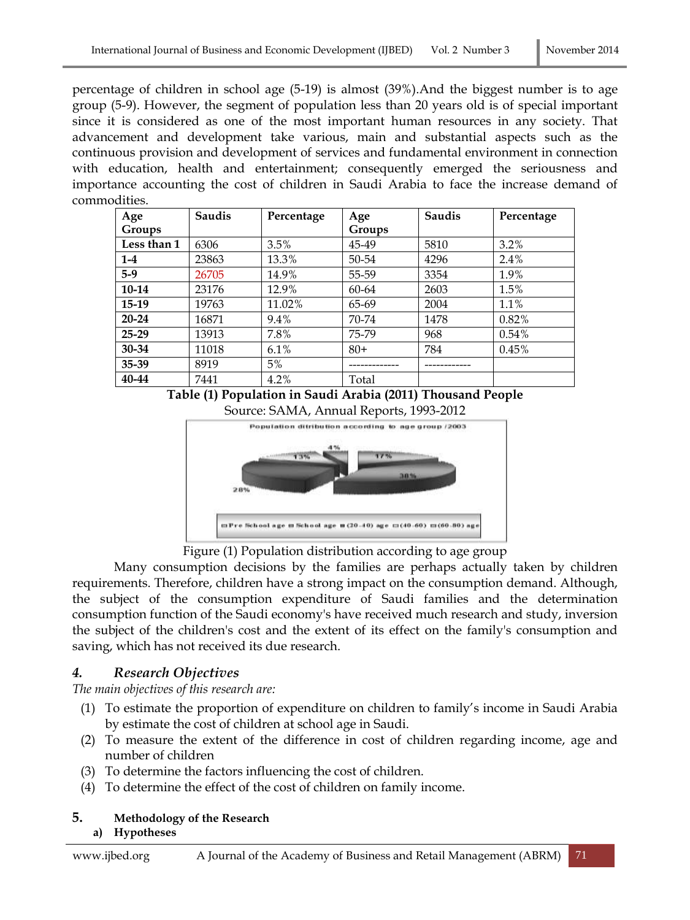percentage of children in school age (5-19) is almost (39%).And the biggest number is to age group (5-9). However, the segment of population less than 20 years old is of special important since it is considered as one of the most important human resources in any society. That advancement and development take various, main and substantial aspects such as the continuous provision and development of services and fundamental environment in connection with education, health and entertainment; consequently emerged the seriousness and importance accounting the cost of children in Saudi Arabia to face the increase demand of commodities.

| Age Groups | Saudis | Percentage | Age Groups | Saudis | Percentage |
|---|---|---|---|---|---|
| **Less than 1** | 6306 | 3.5% | 45-49 | 5810 | 3.2% |
| **1-4** | 23863 | 13.3% | 50-54 | 4296 | 2.4% |
| **5-9** | 26705 | 14.9% | 55-59 | 3354 | 1.9% |
| **10-14** | 23176 | 12.9% | 60-64 | 2603 | 1.5% |
| **15-19** | 19763 | 11.02% | 65-69 | 2004 | 1.1% |
| **20-24** | 16871 | 9.4% | 70-74 | 1478 | 0.82% |
| **25-29** | 13913 | 7.8% | 75-79 | 968 | 0.54% |
| **30-34** | 11018 | 6.1% | 80+ | 784 | 0.45% |
| **35-39** | 8919 | 5% | ------------- | ------------ | |
| **40-44** | 7441 | 4.2% | Total | | |

**Table (1) Population in Saudi Arabia (2011) Thousand People**

Source: SAMA, Annual Reports, 1993-2012

Figure (1) Population distribution according to age group

Many consumption decisions by the families are perhaps actually taken by children requirements. Therefore, children have a strong impact on the consumption demand. Although, the subject of the consumption expenditure of Saudi families and the determination consumption function of the Saudi economy's have received much research and study, inversion the subject of the children's cost and the extent of its effect on the family's consumption and saving, which has not received its due research.

## 4. *Research Objectives*

*The main objectives of this research are:*

1. To estimate the proportion of expenditure on children to family's income in Saudi Arabia by estimate the cost of children at school age in Saudi.
2. To measure the extent of the difference in cost of children regarding income, age and number of children
3. To determine the factors influencing the cost of children.
4. To determine the effect of the cost of children on family income.

## 5. Methodology of the Research

### a) Hypotheses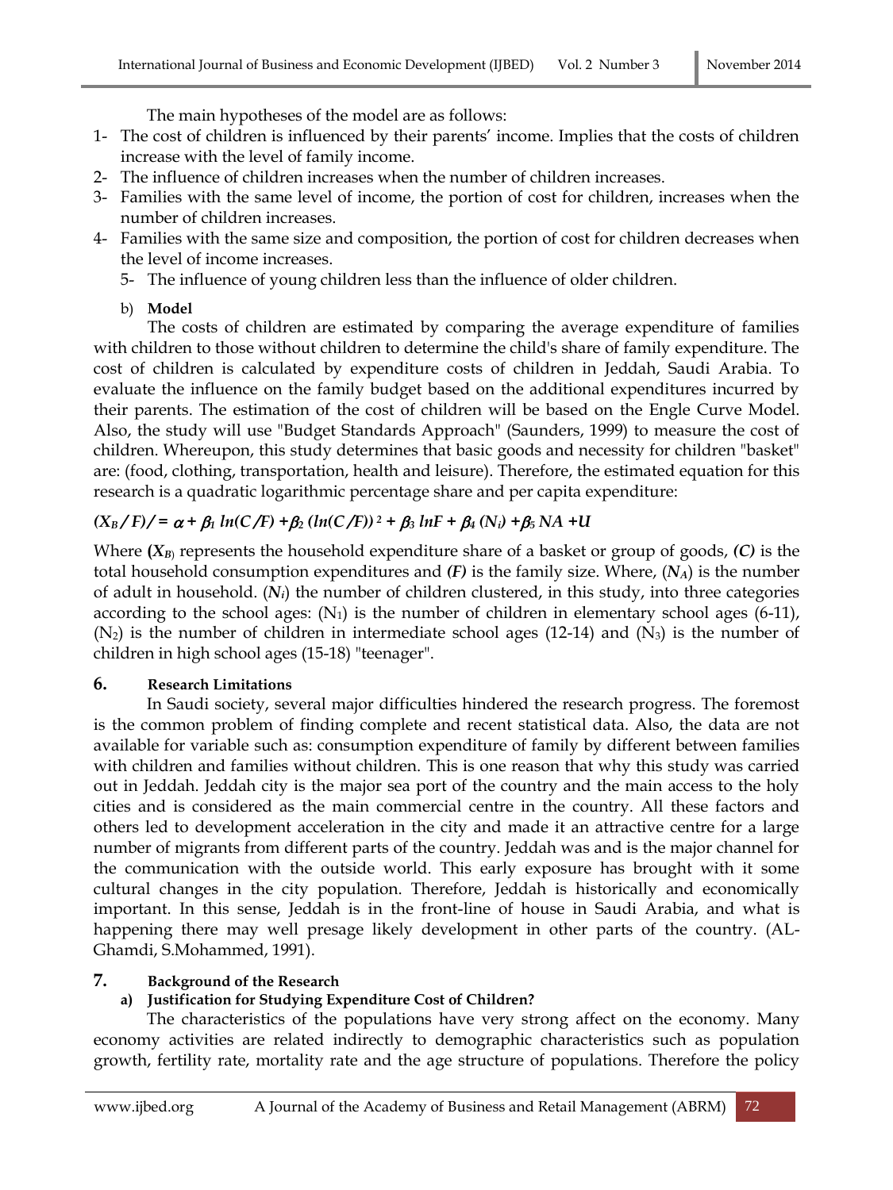The main hypotheses of the model are as follows:

1- The cost of children is influenced by their parents' income. Implies that the costs of children increase with the level of family income.
2- The influence of children increases when the number of children increases.
3- Families with the same level of income, the portion of cost for children, increases when the number of children increases.
4- Families with the same size and composition, the portion of cost for children decreases when the level of income increases.
5- The influence of young children less than the influence of older children.

b) **Model**

The costs of children are estimated by comparing the average expenditure of families with children to those without children to determine the child's share of family expenditure. The cost of children is calculated by expenditure costs of children in Jeddah, Saudi Arabia. To evaluate the influence on the family budget based on the additional expenditures incurred by their parents. The estimation of the cost of children will be based on the Engle Curve Model. Also, the study will use "Budget Standards Approach" (Saunders, 1999) to measure the cost of children. Whereupon, this study determines that basic goods and necessity for children "basket" are: (food, clothing, transportation, health and leisure). Therefore, the estimated equation for this research is a quadratic logarithmic percentage share and per capita expenditure:

$$(X_B / F) / = \alpha + \beta_1 \ln(C/F) + \beta_2 (\ln(C/F))^2 + \beta_3 \ln F + \beta_4 (N_i) + \beta_5 NA + U$$

Where ($X_B$) represents the household expenditure share of a basket or group of goods, ***(C)*** is the total household consumption expenditures and ***(F)*** is the family size. Where, ($N_A$) is the number of adult in household. ($N_i$) the number of children clustered, in this study, into three categories according to the school ages: ($N_1$) is the number of children in elementary school ages (6-11), ($N_2$) is the number of children in intermediate school ages (12-14) and ($N_3$) is the number of children in high school ages (15-18) "teenager".

## 6. Research Limitations

In Saudi society, several major difficulties hindered the research progress. The foremost is the common problem of finding complete and recent statistical data. Also, the data are not available for variable such as: consumption expenditure of family by different between families with children and families without children. This is one reason that why this study was carried out in Jeddah. Jeddah city is the major sea port of the country and the main access to the holy cities and is considered as the main commercial centre in the country. All these factors and others led to development acceleration in the city and made it an attractive centre for a large number of migrants from different parts of the country. Jeddah was and is the major channel for the communication with the outside world. This early exposure has brought with it some cultural changes in the city population. Therefore, Jeddah is historically and economically important. In this sense, Jeddah is in the front-line of house in Saudi Arabia, and what is happening there may well presage likely development in other parts of the country. (AL-Ghamdi, S.Mohammed, 1991).

## 7. Background of the Research

### a) Justification for Studying Expenditure Cost of Children?

The characteristics of the populations have very strong affect on the economy. Many economy activities are related indirectly to demographic characteristics such as population growth, fertility rate, mortality rate and the age structure of populations. Therefore the policy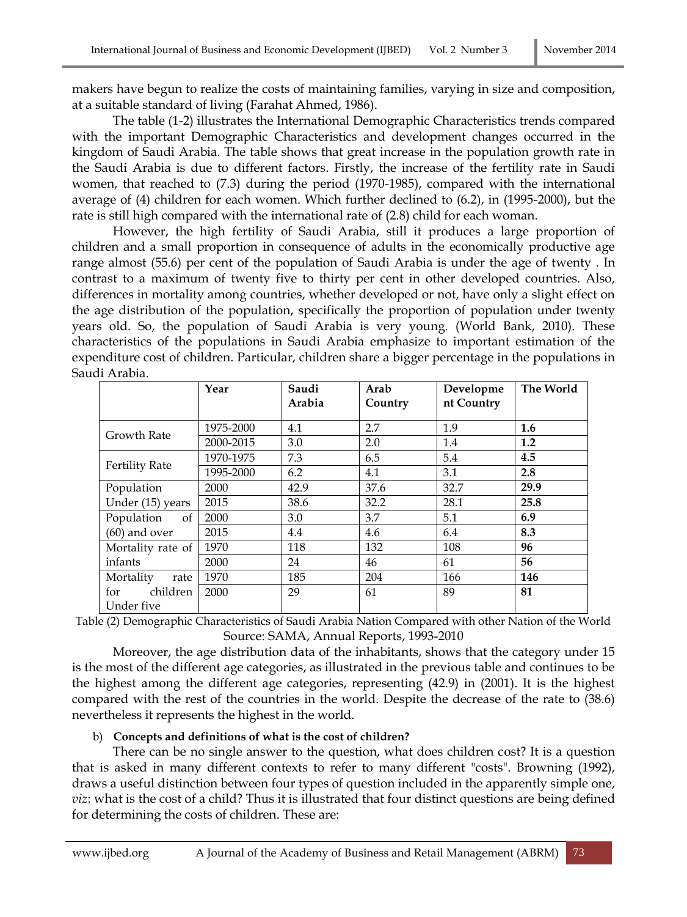makers have begun to realize the costs of maintaining families, varying in size and composition, at a suitable standard of living (Farahat Ahmed, 1986).

The table (1-2) illustrates the International Demographic Characteristics trends compared with the important Demographic Characteristics and development changes occurred in the kingdom of Saudi Arabia. The table shows that great increase in the population growth rate in the Saudi Arabia is due to different factors. Firstly, the increase of the fertility rate in Saudi women, that reached to (7.3) during the period (1970-1985), compared with the international average of (4) children for each women. Which further declined to (6.2), in (1995-2000), but the rate is still high compared with the international rate of (2.8) child for each woman.

However, the high fertility of Saudi Arabia, still it produces a large proportion of children and a small proportion in consequence of adults in the economically productive age range almost (55.6) per cent of the population of Saudi Arabia is under the age of twenty . In contrast to a maximum of twenty five to thirty per cent in other developed countries. Also, differences in mortality among countries, whether developed or not, have only a slight effect on the age distribution of the population, specifically the proportion of population under twenty years old. So, the population of Saudi Arabia is very young. (World Bank, 2010). These characteristics of the populations in Saudi Arabia emphasize to important estimation of the expenditure cost of children. Particular, children share a bigger percentage in the populations in Saudi Arabia.

| | Year | Saudi Arabia | Arab Country | Development Country | The World |
|---|---|---|---|---|---|
| Growth Rate | 1975-2000 | 4.1 | 2.7 | 1.9 | **1.6** |
| | 2000-2015 | 3.0 | 2.0 | 1.4 | **1.2** |
| Fertility Rate | 1970-1975 | 7.3 | 6.5 | 5.4 | **4.5** |
| | 1995-2000 | 6.2 | 4.1 | 3.1 | **2.8** |
| Population Under (15) years | 2000 | 42.9 | 37.6 | 32.7 | **29.9** |
| | 2015 | 38.6 | 32.2 | 28.1 | **25.8** |
| Population of (60) and over | 2000 | 3.0 | 3.7 | 5.1 | **6.9** |
| | 2015 | 4.4 | 4.6 | 6.4 | **8.3** |
| Mortality rate of infants | 1970 | 118 | 132 | 108 | **96** |
| | 2000 | 24 | 46 | 61 | **56** |
| Mortality rate for children Under five | 1970 | 185 | 204 | 166 | **146** |
| | 2000 | 29 | 61 | 89 | **81** |

Table (2) Demographic Characteristics of Saudi Arabia Nation Compared with other Nation of the World
Source: SAMA, Annual Reports, 1993-2010

Moreover, the age distribution data of the inhabitants, shows that the category under 15 is the most of the different age categories, as illustrated in the previous table and continues to be the highest among the different age categories, representing (42.9) in (2001). It is the highest compared with the rest of the countries in the world. Despite the decrease of the rate to (38.6) nevertheless it represents the highest in the world.

b) **Concepts and definitions of what is the cost of children?**

There can be no single answer to the question, what does children cost? It is a question that is asked in many different contexts to refer to many different "costs". Browning (1992), draws a useful distinction between four types of question included in the apparently simple one, *viz*: what is the cost of a child? Thus it is illustrated that four distinct questions are being defined for determining the costs of children. These are: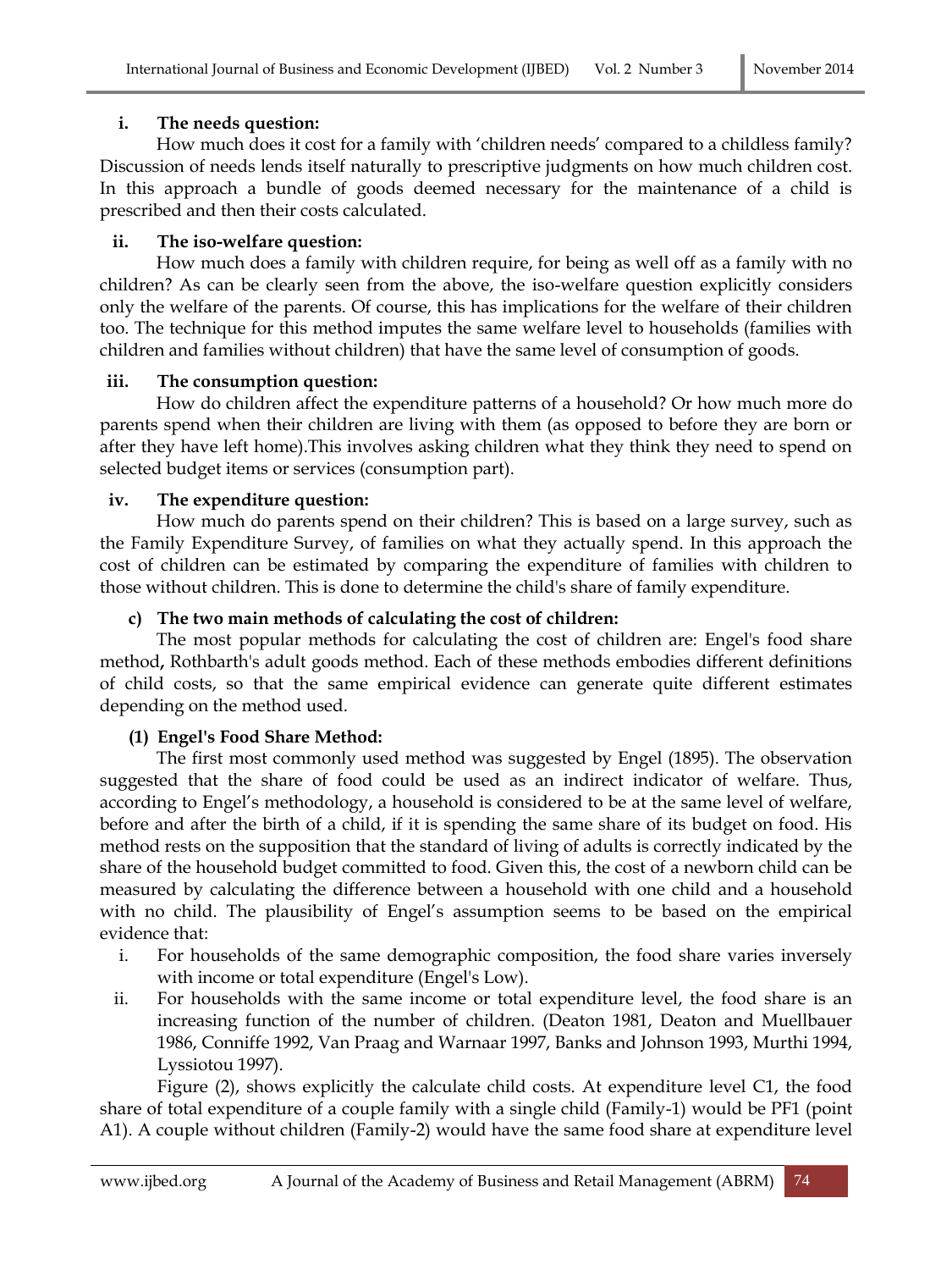**i. The needs question:**

How much does it cost for a family with 'children needs' compared to a childless family? Discussion of needs lends itself naturally to prescriptive judgments on how much children cost. In this approach a bundle of goods deemed necessary for the maintenance of a child is prescribed and then their costs calculated.

**ii. The iso-welfare question:**

How much does a family with children require, for being as well off as a family with no children? As can be clearly seen from the above, the iso-welfare question explicitly considers only the welfare of the parents. Of course, this has implications for the welfare of their children too. The technique for this method imputes the same welfare level to households (families with children and families without children) that have the same level of consumption of goods.

**iii. The consumption question:**

How do children affect the expenditure patterns of a household? Or how much more do parents spend when their children are living with them (as opposed to before they are born or after they have left home).This involves asking children what they think they need to spend on selected budget items or services (consumption part).

**iv. The expenditure question:**

How much do parents spend on their children? This is based on a large survey, such as the Family Expenditure Survey, of families on what they actually spend. In this approach the cost of children can be estimated by comparing the expenditure of families with children to those without children. This is done to determine the child's share of family expenditure.

**c) The two main methods of calculating the cost of children:**

The most popular methods for calculating the cost of children are: Engel's food share method**,** Rothbarth's adult goods method. Each of these methods embodies different definitions of child costs, so that the same empirical evidence can generate quite different estimates depending on the method used.

**(1) Engel's Food Share Method:**

The first most commonly used method was suggested by Engel (1895). The observation suggested that the share of food could be used as an indirect indicator of welfare. Thus, according to Engel's methodology, a household is considered to be at the same level of welfare, before and after the birth of a child, if it is spending the same share of its budget on food. His method rests on the supposition that the standard of living of adults is correctly indicated by the share of the household budget committed to food. Given this, the cost of a newborn child can be measured by calculating the difference between a household with one child and a household with no child. The plausibility of Engel's assumption seems to be based on the empirical evidence that:

i. For households of the same demographic composition, the food share varies inversely with income or total expenditure (Engel's Low).
ii. For households with the same income or total expenditure level, the food share is an increasing function of the number of children. (Deaton 1981, Deaton and Muellbauer 1986, Conniffe 1992, Van Praag and Warnaar 1997, Banks and Johnson 1993, Murthi 1994, Lyssiotou 1997).

Figure (2), shows explicitly the calculate child costs. At expenditure level C1, the food share of total expenditure of a couple family with a single child (Family-1) would be PF1 (point A1). A couple without children (Family-2) would have the same food share at expenditure level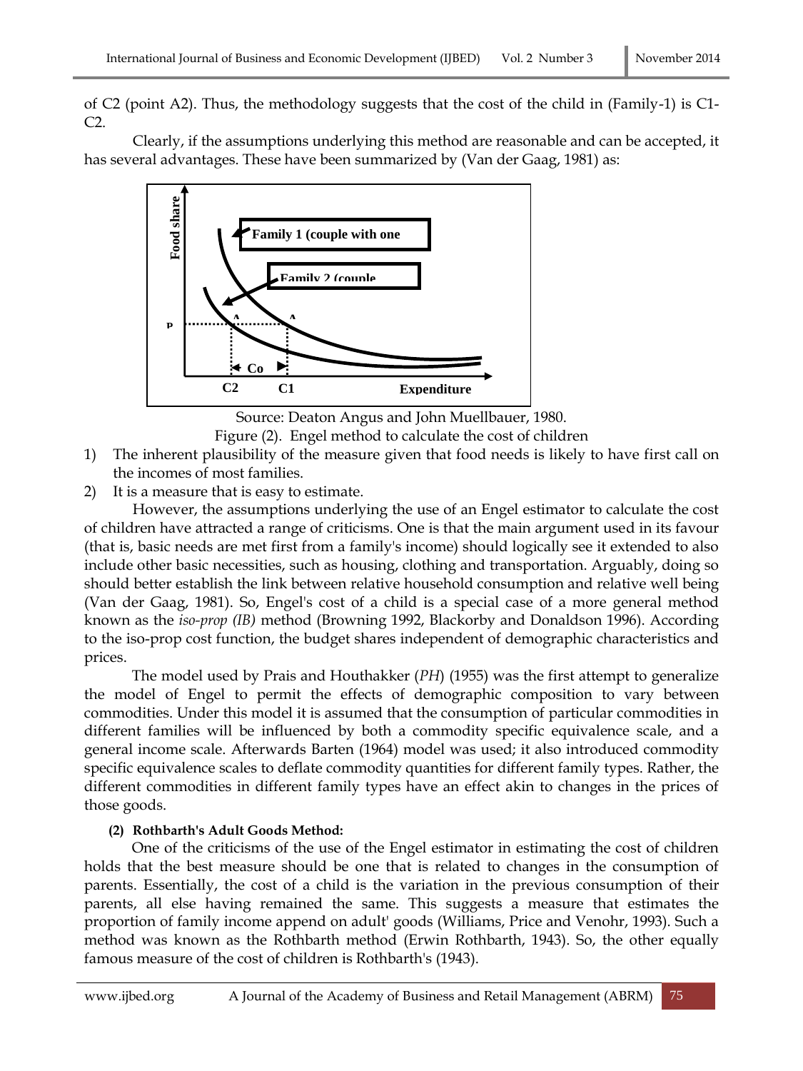of C2 (point A2). Thus, the methodology suggests that the cost of the child in (Family-1) is C1-C2.

Clearly, if the assumptions underlying this method are reasonable and can be accepted, it has several advantages. These have been summarized by (Van der Gaag, 1981) as:

Source: Deaton Angus and John Muellbauer, 1980.

Figure (2). Engel method to calculate the cost of children

1) The inherent plausibility of the measure given that food needs is likely to have first call on the incomes of most families.
2) It is a measure that is easy to estimate.

However, the assumptions underlying the use of an Engel estimator to calculate the cost of children have attracted a range of criticisms. One is that the main argument used in its favour (that is, basic needs are met first from a family's income) should logically see it extended to also include other basic necessities, such as housing, clothing and transportation. Arguably, doing so should better establish the link between relative household consumption and relative well being (Van der Gaag, 1981). So, Engel's cost of a child is a special case of a more general method known as the *iso-prop (IB)* method (Browning 1992, Blackorby and Donaldson 1996). According to the iso-prop cost function, the budget shares independent of demographic characteristics and prices.

The model used by Prais and Houthakker (*PH*) (1955) was the first attempt to generalize the model of Engel to permit the effects of demographic composition to vary between commodities. Under this model it is assumed that the consumption of particular commodities in different families will be influenced by both a commodity specific equivalence scale, and a general income scale. Afterwards Barten (1964) model was used; it also introduced commodity specific equivalence scales to deflate commodity quantities for different family types. Rather, the different commodities in different family types have an effect akin to changes in the prices of those goods.

**(2) Rothbarth's Adult Goods Method:**

One of the criticisms of the use of the Engel estimator in estimating the cost of children holds that the best measure should be one that is related to changes in the consumption of parents. Essentially, the cost of a child is the variation in the previous consumption of their parents, all else having remained the same. This suggests a measure that estimates the proportion of family income append on adult' goods (Williams, Price and Venohr, 1993). Such a method was known as the Rothbarth method (Erwin Rothbarth, 1943). So, the other equally famous measure of the cost of children is Rothbarth's (1943).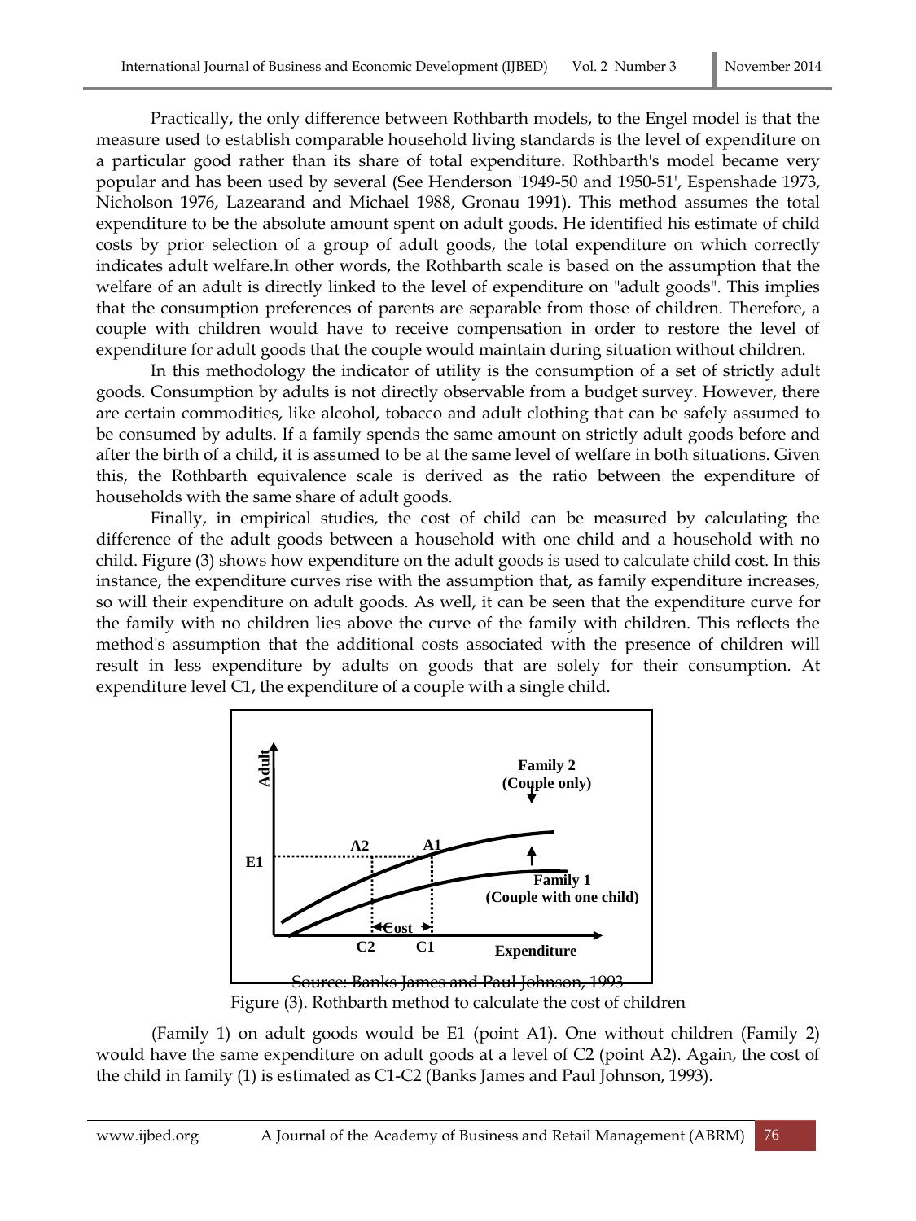Practically, the only difference between Rothbarth models, to the Engel model is that the measure used to establish comparable household living standards is the level of expenditure on a particular good rather than its share of total expenditure. Rothbarth's model became very popular and has been used by several (See Henderson '1949-50 and 1950-51', Espenshade 1973, Nicholson 1976, Lazearand and Michael 1988, Gronau 1991). This method assumes the total expenditure to be the absolute amount spent on adult goods. He identified his estimate of child costs by prior selection of a group of adult goods, the total expenditure on which correctly indicates adult welfare.In other words, the Rothbarth scale is based on the assumption that the welfare of an adult is directly linked to the level of expenditure on "adult goods". This implies that the consumption preferences of parents are separable from those of children. Therefore, a couple with children would have to receive compensation in order to restore the level of expenditure for adult goods that the couple would maintain during situation without children.

In this methodology the indicator of utility is the consumption of a set of strictly adult goods. Consumption by adults is not directly observable from a budget survey. However, there are certain commodities, like alcohol, tobacco and adult clothing that can be safely assumed to be consumed by adults. If a family spends the same amount on strictly adult goods before and after the birth of a child, it is assumed to be at the same level of welfare in both situations. Given this, the Rothbarth equivalence scale is derived as the ratio between the expenditure of households with the same share of adult goods.

Finally, in empirical studies, the cost of child can be measured by calculating the difference of the adult goods between a household with one child and a household with no child. Figure (3) shows how expenditure on the adult goods is used to calculate child cost. In this instance, the expenditure curves rise with the assumption that, as family expenditure increases, so will their expenditure on adult goods. As well, it can be seen that the expenditure curve for the family with no children lies above the curve of the family with children. This reflects the method's assumption that the additional costs associated with the presence of children will result in less expenditure by adults on goods that are solely for their consumption. At expenditure level C1, the expenditure of a couple with a single child.

Source: Banks James and Paul Johnson, 1993

Figure (3). Rothbarth method to calculate the cost of children

(Family 1) on adult goods would be E1 (point A1). One without children (Family 2) would have the same expenditure on adult goods at a level of C2 (point A2). Again, the cost of the child in family (1) is estimated as C1-C2 (Banks James and Paul Johnson, 1993).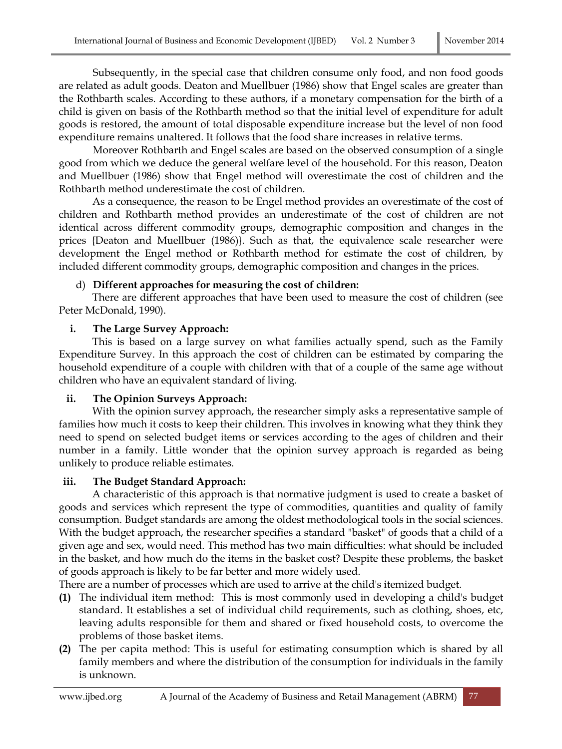Subsequently, in the special case that children consume only food, and non food goods are related as adult goods. Deaton and Muellbuer (1986) show that Engel scales are greater than the Rothbarth scales. According to these authors, if a monetary compensation for the birth of a child is given on basis of the Rothbarth method so that the initial level of expenditure for adult goods is restored, the amount of total disposable expenditure increase but the level of non food expenditure remains unaltered. It follows that the food share increases in relative terms.

Moreover Rothbarth and Engel scales are based on the observed consumption of a single good from which we deduce the general welfare level of the household. For this reason, Deaton and Muellbuer (1986) show that Engel method will overestimate the cost of children and the Rothbarth method underestimate the cost of children.

As a consequence, the reason to be Engel method provides an overestimate of the cost of children and Rothbarth method provides an underestimate of the cost of children are not identical across different commodity groups, demographic composition and changes in the prices {Deaton and Muellbuer (1986)}. Such as that, the equivalence scale researcher were development the Engel method or Rothbarth method for estimate the cost of children, by included different commodity groups, demographic composition and changes in the prices.

d) **Different approaches for measuring the cost of children:**

There are different approaches that have been used to measure the cost of children (see Peter McDonald, 1990).

**i. The Large Survey Approach:**

This is based on a large survey on what families actually spend, such as the Family Expenditure Survey. In this approach the cost of children can be estimated by comparing the household expenditure of a couple with children with that of a couple of the same age without children who have an equivalent standard of living.

**ii. The Opinion Surveys Approach:**

With the opinion survey approach, the researcher simply asks a representative sample of families how much it costs to keep their children. This involves in knowing what they think they need to spend on selected budget items or services according to the ages of children and their number in a family. Little wonder that the opinion survey approach is regarded as being unlikely to produce reliable estimates.

**iii. The Budget Standard Approach:**

A characteristic of this approach is that normative judgment is used to create a basket of goods and services which represent the type of commodities, quantities and quality of family consumption. Budget standards are among the oldest methodological tools in the social sciences. With the budget approach, the researcher specifies a standard "basket" of goods that a child of a given age and sex, would need. This method has two main difficulties: what should be included in the basket, and how much do the items in the basket cost? Despite these problems, the basket of goods approach is likely to be far better and more widely used.

There are a number of processes which are used to arrive at the child's itemized budget.

**(1)** The individual item method: This is most commonly used in developing a child's budget standard. It establishes a set of individual child requirements, such as clothing, shoes, etc, leaving adults responsible for them and shared or fixed household costs, to overcome the problems of those basket items.

**(2)** The per capita method: This is useful for estimating consumption which is shared by all family members and where the distribution of the consumption for individuals in the family is unknown.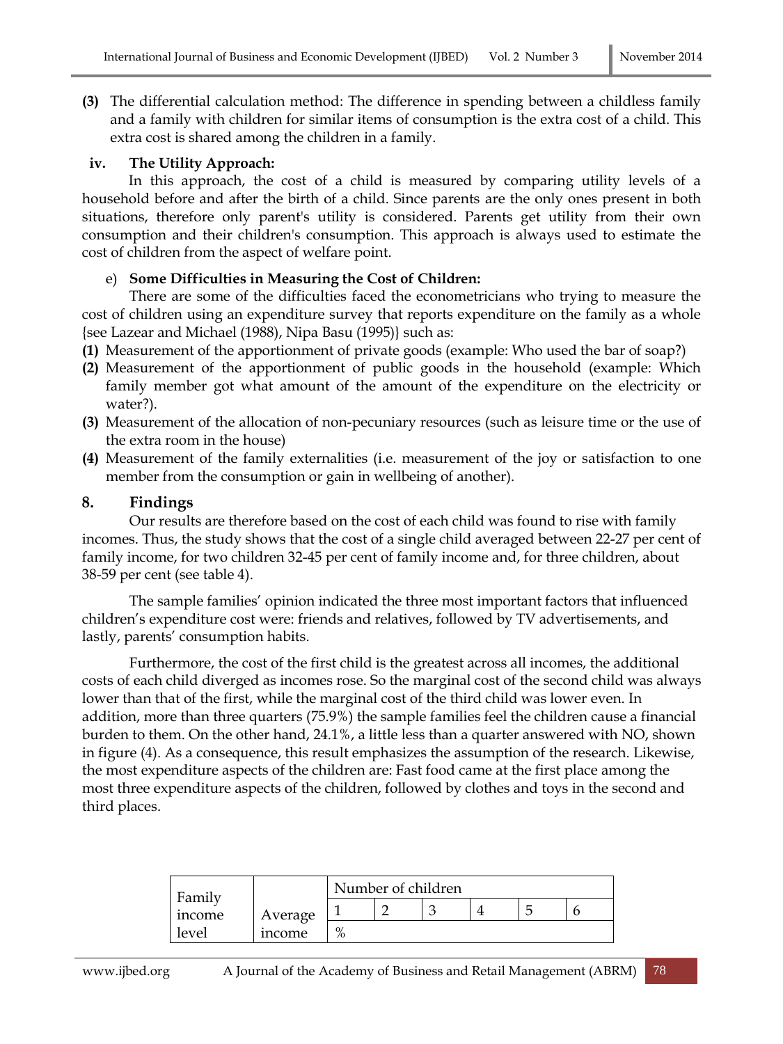**(3)** The differential calculation method: The difference in spending between a childless family and a family with children for similar items of consumption is the extra cost of a child. This extra cost is shared among the children in a family.

**iv. The Utility Approach:**

In this approach, the cost of a child is measured by comparing utility levels of a household before and after the birth of a child. Since parents are the only ones present in both situations, therefore only parent's utility is considered. Parents get utility from their own consumption and their children's consumption. This approach is always used to estimate the cost of children from the aspect of welfare point.

e) **Some Difficulties in Measuring the Cost of Children:**

There are some of the difficulties faced the econometricians who trying to measure the cost of children using an expenditure survey that reports expenditure on the family as a whole {see Lazear and Michael (1988), Nipa Basu (1995)} such as:

**(1)** Measurement of the apportionment of private goods (example: Who used the bar of soap?)
**(2)** Measurement of the apportionment of public goods in the household (example: Which family member got what amount of the amount of the expenditure on the electricity or water?).
**(3)** Measurement of the allocation of non-pecuniary resources (such as leisure time or the use of the extra room in the house)
**(4)** Measurement of the family externalities (i.e. measurement of the joy or satisfaction to one member from the consumption or gain in wellbeing of another).

## 8. Findings

Our results are therefore based on the cost of each child was found to rise with family incomes. Thus, the study shows that the cost of a single child averaged between 22-27 per cent of family income, for two children 32-45 per cent of family income and, for three children, about 38-59 per cent (see table 4).

The sample families' opinion indicated the three most important factors that influenced children's expenditure cost were: friends and relatives, followed by TV advertisements, and lastly, parents' consumption habits.

Furthermore, the cost of the first child is the greatest across all incomes, the additional costs of each child diverged as incomes rose. So the marginal cost of the second child was always lower than that of the first, while the marginal cost of the third child was lower even. In addition, more than three quarters (75.9%) the sample families feel the children cause a financial burden to them. On the other hand, 24.1%, a little less than a quarter answered with NO, shown in figure (4). As a consequence, this result emphasizes the assumption of the research. Likewise, the most expenditure aspects of the children are: Fast food came at the first place among the most three expenditure aspects of the children, followed by clothes and toys in the second and third places.

| Family income level | Average income | Number of children | | | | | |
|---|---|---|---|---|---|---|---|
| | | 1 | 2 | 3 | 4 | 5 | 6 |
| | | % | | | | | |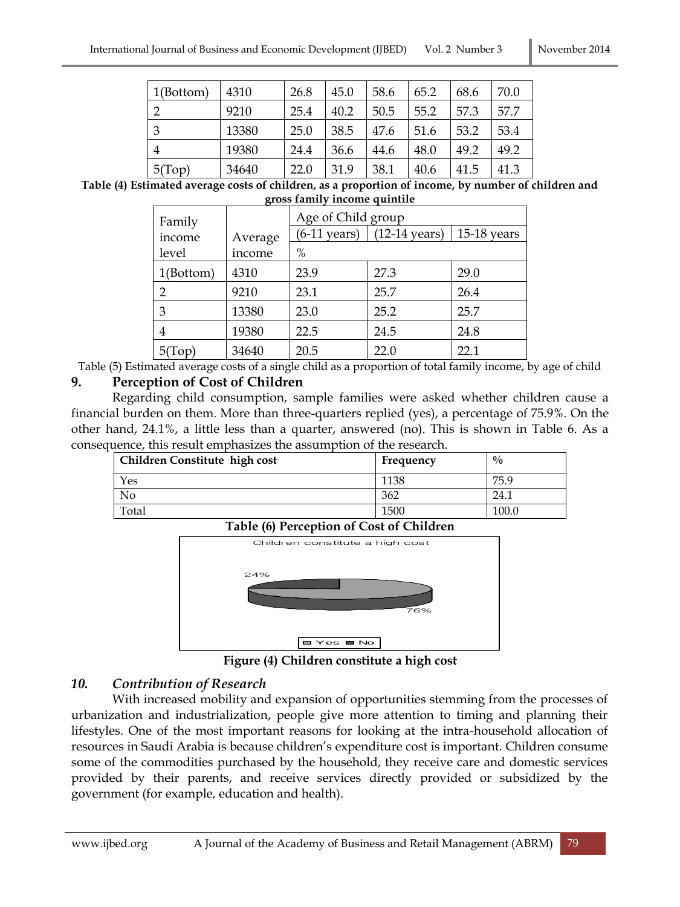| 1(Bottom) | 4310 | 26.8 | 45.0 | 58.6 | 65.2 | 68.6 | 70.0 |
|---|---|---|---|---|---|---|---|
| 2 | 9210 | 25.4 | 40.2 | 50.5 | 55.2 | 57.3 | 57.7 |
| 3 | 13380 | 25.0 | 38.5 | 47.6 | 51.6 | 53.2 | 53.4 |
| 4 | 19380 | 24.4 | 36.6 | 44.6 | 48.0 | 49.2 | 49.2 |
| 5(Top) | 34640 | 22.0 | 31.9 | 38.1 | 40.6 | 41.5 | 41.3 |

**Table (4) Estimated average costs of children, as a proportion of income, by number of children and gross family income quintile**

| Family income level | Average income | Age of Child group | | |
|---|---|---|---|---|
| | | (6-11 years) | (12-14 years) | 15-18 years |
| | | % | | |
| 1(Bottom) | 4310 | 23.9 | 27.3 | 29.0 |
| 2 | 9210 | 23.1 | 25.7 | 26.4 |
| 3 | 13380 | 23.0 | 25.2 | 25.7 |
| 4 | 19380 | 22.5 | 24.5 | 24.8 |
| 5(Top) | 34640 | 20.5 | 22.0 | 22.1 |

Table (5) Estimated average costs of a single child as a proportion of total family income, by age of child

## 9. Perception of Cost of Children

Regarding child consumption, sample families were asked whether children cause a financial burden on them. More than three-quarters replied (yes), a percentage of 75.9%. On the other hand, 24.1%, a little less than a quarter, answered (no). This is shown in Table 6. As a consequence, this result emphasizes the assumption of the research.

| Children Constitute high cost | Frequency | % |
|---|---|---|
| Yes | 1138 | 75.9 |
| No | 362 | 24.1 |
| Total | 1500 | 100.0 |

**Table (6) Perception of Cost of Children**

Children constitute a high cost

24%

76%

Yes No

**Figure (4) Children constitute a high cost**

## *10. Contribution of Research*

With increased mobility and expansion of opportunities stemming from the processes of urbanization and industrialization, people give more attention to timing and planning their lifestyles. One of the most important reasons for looking at the intra-household allocation of resources in Saudi Arabia is because children's expenditure cost is important. Children consume some of the commodities purchased by the household, they receive care and domestic services provided by their parents, and receive services directly provided or subsidized by the government (for example, education and health).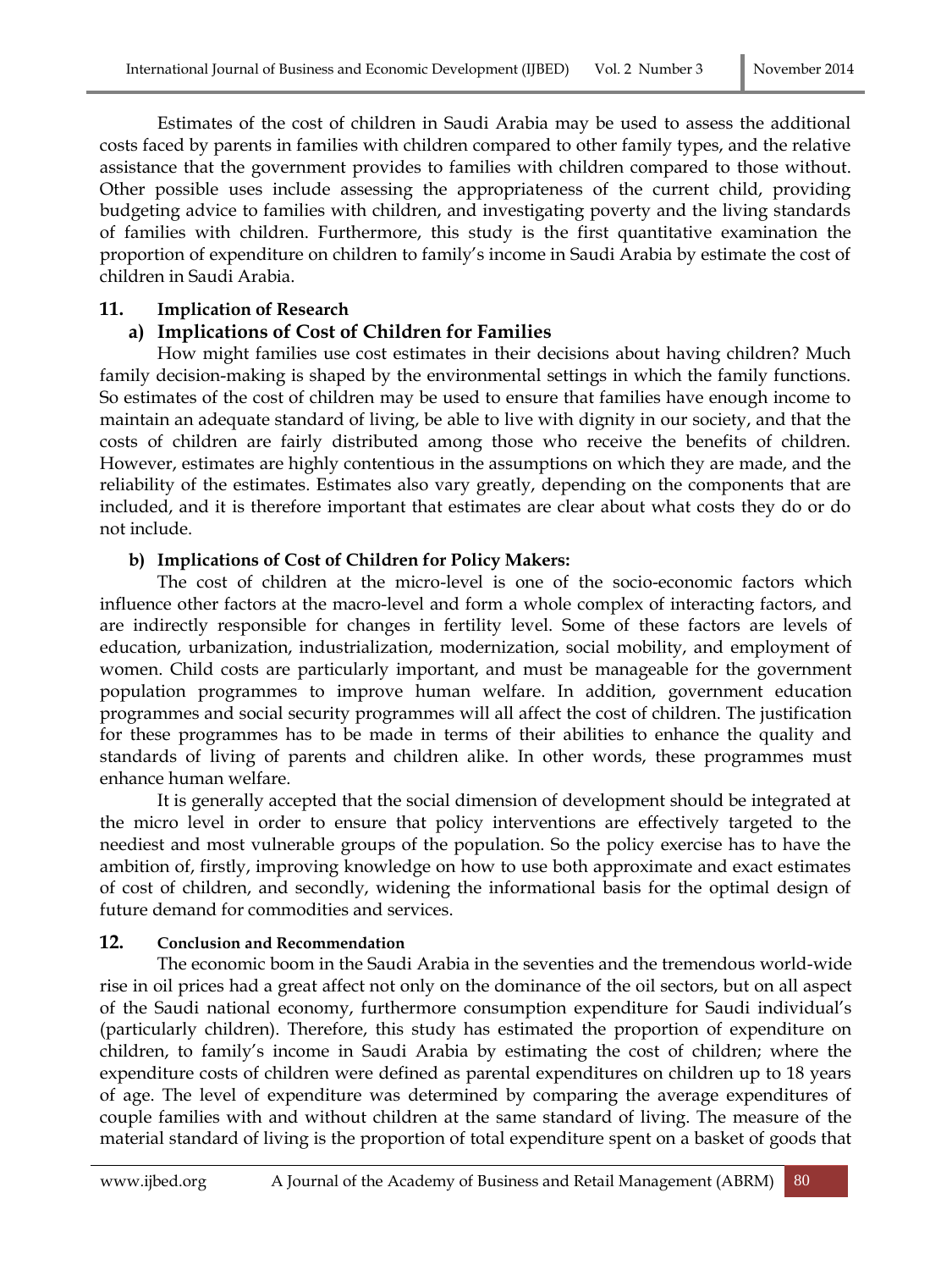Estimates of the cost of children in Saudi Arabia may be used to assess the additional costs faced by parents in families with children compared to other family types, and the relative assistance that the government provides to families with children compared to those without. Other possible uses include assessing the appropriateness of the current child, providing budgeting advice to families with children, and investigating poverty and the living standards of families with children. Furthermore, this study is the first quantitative examination the proportion of expenditure on children to family's income in Saudi Arabia by estimate the cost of children in Saudi Arabia.

## 11. Implication of Research

### a) Implications of Cost of Children for Families

How might families use cost estimates in their decisions about having children? Much family decision-making is shaped by the environmental settings in which the family functions. So estimates of the cost of children may be used to ensure that families have enough income to maintain an adequate standard of living, be able to live with dignity in our society, and that the costs of children are fairly distributed among those who receive the benefits of children. However, estimates are highly contentious in the assumptions on which they are made, and the reliability of the estimates. Estimates also vary greatly, depending on the components that are included, and it is therefore important that estimates are clear about what costs they do or do not include.

### b) Implications of Cost of Children for Policy Makers:

The cost of children at the micro-level is one of the socio-economic factors which influence other factors at the macro-level and form a whole complex of interacting factors, and are indirectly responsible for changes in fertility level. Some of these factors are levels of education, urbanization, industrialization, modernization, social mobility, and employment of women. Child costs are particularly important, and must be manageable for the government population programmes to improve human welfare. In addition, government education programmes and social security programmes will all affect the cost of children. The justification for these programmes has to be made in terms of their abilities to enhance the quality and standards of living of parents and children alike. In other words, these programmes must enhance human welfare.

It is generally accepted that the social dimension of development should be integrated at the micro level in order to ensure that policy interventions are effectively targeted to the neediest and most vulnerable groups of the population. So the policy exercise has to have the ambition of, firstly, improving knowledge on how to use both approximate and exact estimates of cost of children, and secondly, widening the informational basis for the optimal design of future demand for commodities and services.

## 12. Conclusion and Recommendation

The economic boom in the Saudi Arabia in the seventies and the tremendous world-wide rise in oil prices had a great affect not only on the dominance of the oil sectors, but on all aspect of the Saudi national economy, furthermore consumption expenditure for Saudi individual's (particularly children). Therefore, this study has estimated the proportion of expenditure on children, to family's income in Saudi Arabia by estimating the cost of children; where the expenditure costs of children were defined as parental expenditures on children up to 18 years of age. The level of expenditure was determined by comparing the average expenditures of couple families with and without children at the same standard of living. The measure of the material standard of living is the proportion of total expenditure spent on a basket of goods that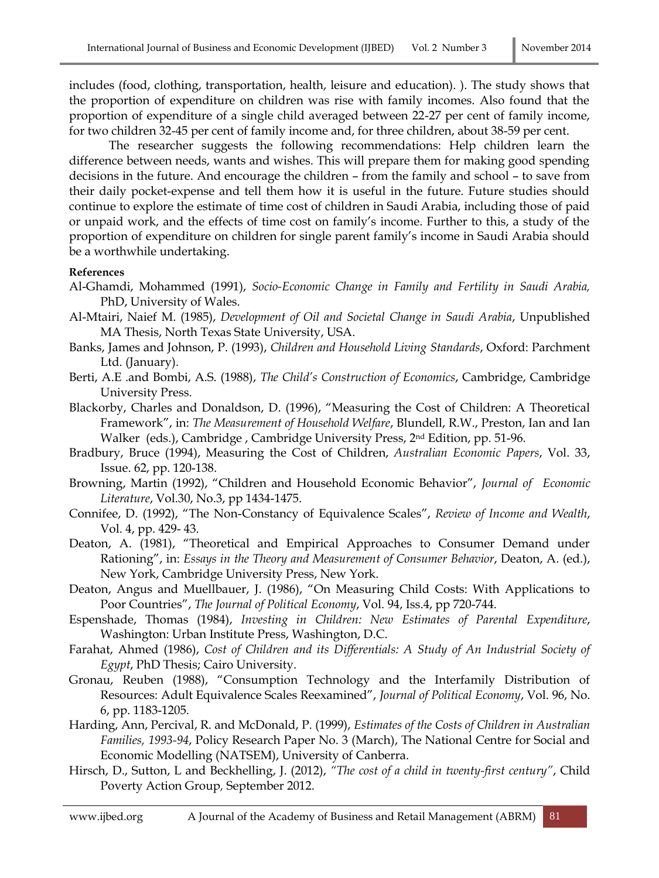includes (food, clothing, transportation, health, leisure and education). ). The study shows that the proportion of expenditure on children was rise with family incomes. Also found that the proportion of expenditure of a single child averaged between 22-27 per cent of family income, for two children 32-45 per cent of family income and, for three children, about 38-59 per cent.

The researcher suggests the following recommendations: Help children learn the difference between needs, wants and wishes. This will prepare them for making good spending decisions in the future. And encourage the children – from the family and school – to save from their daily pocket-expense and tell them how it is useful in the future. Future studies should continue to explore the estimate of time cost of children in Saudi Arabia, including those of paid or unpaid work, and the effects of time cost on family's income. Further to this, a study of the proportion of expenditure on children for single parent family's income in Saudi Arabia should be a worthwhile undertaking.

**References**

Al-Ghamdi, Mohammed (1991), *Socio-Economic Change in Family and Fertility in Saudi Arabia,* PhD, University of Wales.

Al-Mtairi, Naief M. (1985), *Development of Oil and Societal Change in Saudi Arabia*, Unpublished MA Thesis, North Texas State University, USA.

Banks, James and Johnson, P. (1993), *Children and Household Living Standards*, Oxford: Parchment Ltd. (January).

Berti, A.E .and Bombi, A.S. (1988), *The Child's Construction of Economics*, Cambridge, Cambridge University Press.

Blackorby, Charles and Donaldson, D. (1996), "Measuring the Cost of Children: A Theoretical Framework", in: *The Measurement of Household Welfare*, Blundell, R.W., Preston, Ian and Ian Walker (eds.), Cambridge , Cambridge University Press, 2nd Edition, pp. 51-96.

Bradbury, Bruce (1994), Measuring the Cost of Children, *Australian Economic Papers*, Vol. 33, Issue. 62, pp. 120-138.

Browning, Martin (1992), "Children and Household Economic Behavior", *Journal of Economic Literature*, Vol.30, No.3, pp 1434-1475.

Connifee, D. (1992), "The Non-Constancy of Equivalence Scales", *Review of Income and Wealth*, Vol. 4, pp. 429- 43.

Deaton, A. (1981), "Theoretical and Empirical Approaches to Consumer Demand under Rationing", in: *Essays in the Theory and Measurement of Consumer Behavior*, Deaton, A. (ed.), New York, Cambridge University Press, New York.

Deaton, Angus and Muellbauer, J. (1986), "On Measuring Child Costs: With Applications to Poor Countries", *The Journal of Political Economy*, Vol. 94, Iss.4, pp 720-744.

Espenshade, Thomas (1984), *Investing in Children: New Estimates of Parental Expenditure*, Washington: Urban Institute Press, Washington, D.C.

Farahat, Ahmed (1986), *Cost of Children and its Differentials: A Study of An Industrial Society of Egypt*, PhD Thesis; Cairo University.

Gronau, Reuben (1988), "Consumption Technology and the Interfamily Distribution of Resources: Adult Equivalence Scales Reexamined", *Journal of Political Economy*, Vol. 96, No. 6, pp. 1183-1205.

Harding, Ann, Percival, R. and McDonald, P. (1999), *Estimates of the Costs of Children in Australian Families, 1993-94*, Policy Research Paper No. 3 (March), The National Centre for Social and Economic Modelling (NATSEM), University of Canberra.

Hirsch, D., Sutton, L and Beckhelling, J. (2012), *"The cost of a child in twenty-first century"*, Child Poverty Action Group, September 2012.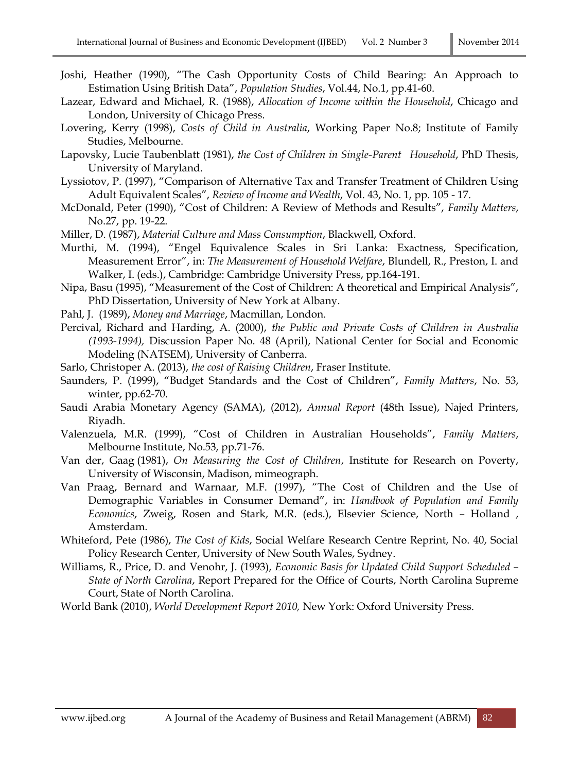Joshi, Heather (1990), "The Cash Opportunity Costs of Child Bearing: An Approach to Estimation Using British Data", *Population Studies*, Vol.44, No.1, pp.41-60.

Lazear, Edward and Michael, R. (1988), *Allocation of Income within the Household*, Chicago and London, University of Chicago Press.

Lovering, Kerry (1998), *Costs of Child in Australia*, Working Paper No.8; Institute of Family Studies, Melbourne.

Lapovsky, Lucie Taubenblatt (1981), *the Cost of Children in Single-Parent Household*, PhD Thesis, University of Maryland.

Lyssiotov, P. (1997), "Comparison of Alternative Tax and Transfer Treatment of Children Using Adult Equivalent Scales", *Review of Income and Wealth*, Vol. 43, No. 1, pp. 105 - 17.

McDonald, Peter (1990), "Cost of Children: A Review of Methods and Results", *Family Matters*, No.27, pp. 19-22.

Miller, D. (1987), *Material Culture and Mass Consumption*, Blackwell, Oxford.

Murthi, M. (1994), "Engel Equivalence Scales in Sri Lanka: Exactness, Specification, Measurement Error", in: *The Measurement of Household Welfare*, Blundell, R., Preston, I. and Walker, I. (eds.), Cambridge: Cambridge University Press, pp.164-191.

Nipa, Basu (1995), "Measurement of the Cost of Children: A theoretical and Empirical Analysis", PhD Dissertation, University of New York at Albany.

Pahl, J. (1989), *Money and Marriage*, Macmillan, London.

Percival, Richard and Harding, A. (2000), *the Public and Private Costs of Children in Australia (1993-1994),* Discussion Paper No. 48 (April), National Center for Social and Economic Modeling (NATSEM), University of Canberra.

Sarlo, Christoper A. (2013), *the cost of Raising Children*, Fraser Institute.

Saunders, P. (1999), "Budget Standards and the Cost of Children", *Family Matters*, No. 53, winter, pp.62-70.

Saudi Arabia Monetary Agency (SAMA), (2012), *Annual Report* (48th Issue), Najed Printers, Riyadh.

Valenzuela, M.R. (1999), "Cost of Children in Australian Households", *Family Matters*, Melbourne Institute, No.53, pp.71-76.

Van der, Gaag (1981), *On Measuring the Cost of Children*, Institute for Research on Poverty, University of Wisconsin, Madison, mimeograph.

Van Praag, Bernard and Warnaar, M.F. (1997), "The Cost of Children and the Use of Demographic Variables in Consumer Demand", in: *Handbook of Population and Family Economics*, Zweig, Rosen and Stark, M.R. (eds.), Elsevier Science, North – Holland , Amsterdam.

Whiteford, Pete (1986), *The Cost of Kids*, Social Welfare Research Centre Reprint, No. 40, Social Policy Research Center, University of New South Wales, Sydney.

Williams, R., Price, D. and Venohr, J. (1993), *Economic Basis for Updated Child Support Scheduled – State of North Carolina*, Report Prepared for the Office of Courts, North Carolina Supreme Court, State of North Carolina.

World Bank (2010), *World Development Report 2010,* New York: Oxford University Press.